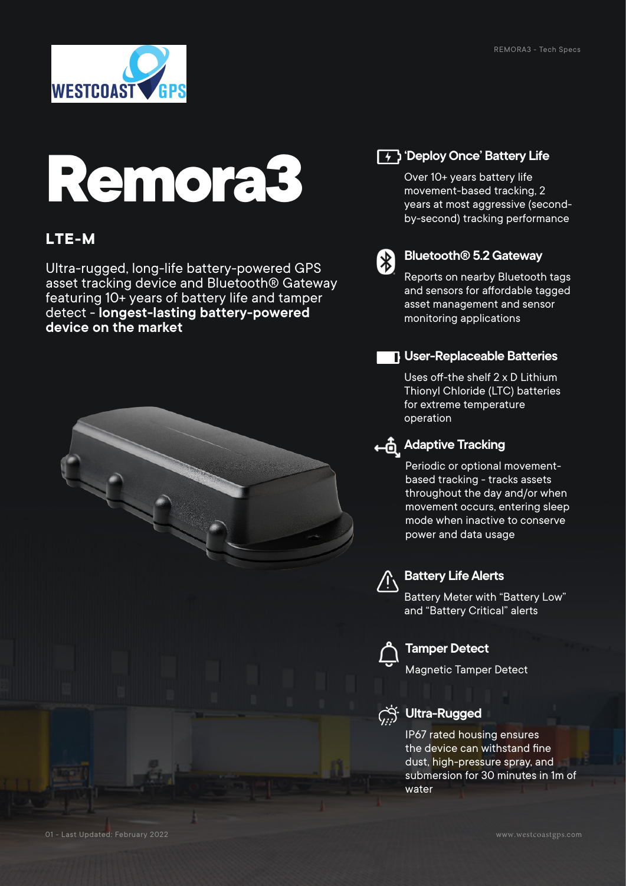# Remora3

## LTE-M

Ultra-rugged, long-life battery-powered GPS asset tracking device and Bluetooth® Gateway featuring 10+ years of battery life and tamper detect - **longest-lasting battery-powered device on the market**

### 'Deploy Once' Battery Life

Over 10+ years battery life movement-based tracking, 2 years at most aggressive (second-by-second) tracking performance

### Bluetooth® 5.2 Gateway

Reports on nearby Bluetooth tags and sensors for affordable tagged asset management and sensor monitoring applications

### User-Replaceable Batteries

Uses off-the shelf 2 x D Lithium Thionyl Chloride (LTC) batteries for extreme temperature operation

### Adaptive Tracking

Periodic or optional movement-based tracking - tracks assets throughout the day and/or when movement occurs, entering sleep mode when inactive to conserve power and data usage

### Battery Life Alerts

Battery Meter with "Battery Low" and "Battery Critical" alerts

### Tamper Detect

Magnetic Tamper Detect

### Ultra-Rugged

IP67 rated housing ensures the device can withstand fine dust, high-pressure spray, and submersion for 30 minutes in 1m of water

01 - Last Updated: February 2022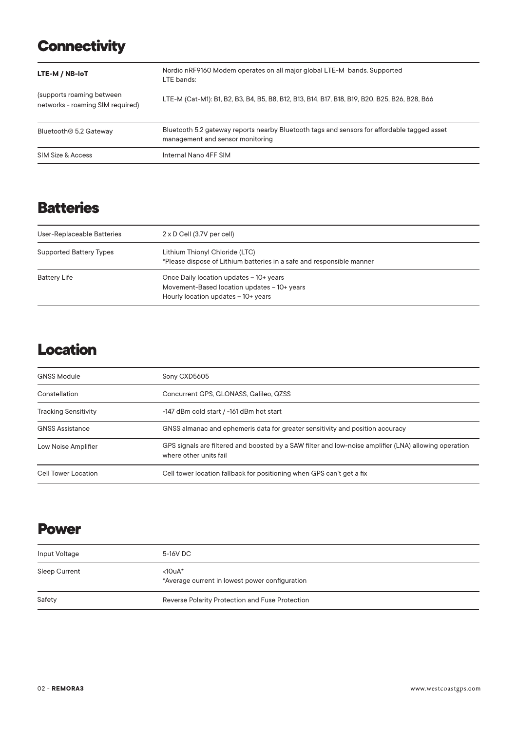## Connectivity

| | |
|---|---|
| **LTE-M / NB-IoT**<br><br>(supports roaming between networks - roaming SIM required) | Nordic nRF9160 Modem operates on all major global LTE-M bands. Supported LTE bands:<br><br>LTE-M (Cat-M1): B1, B2, B3, B4, B5, B8, B12, B13, B14, B17, B18, B19, B20, B25, B26, B28, B66 |
| Bluetooth® 5.2 Gateway | Bluetooth 5.2 gateway reports nearby Bluetooth tags and sensors for affordable tagged asset management and sensor monitoring |
| SIM Size & Access | Internal Nano 4FF SIM |

## Batteries

| | |
|---|---|
| User-Replaceable Batteries | 2 x D Cell (3.7V per cell) |
| Supported Battery Types | Lithium Thionyl Chloride (LTC)<br>*Please dispose of Lithium batteries in a safe and responsible manner |
| Battery Life | Once Daily location updates – 10+ years<br>Movement-Based location updates – 10+ years<br>Hourly location updates – 10+ years |

## Location

| | |
|---|---|
| GNSS Module | Sony CXD5605 |
| Constellation | Concurrent GPS, GLONASS, Galileo, QZSS |
| Tracking Sensitivity | -147 dBm cold start / -161 dBm hot start |
| GNSS Assistance | GNSS almanac and ephemeris data for greater sensitivity and position accuracy |
| Low Noise Amplifier | GPS signals are filtered and boosted by a SAW filter and low-noise amplifier (LNA) allowing operation where other units fail |
| Cell Tower Location | Cell tower location fallback for positioning when GPS can't get a fix |

## Power

| | |
|---|---|
| Input Voltage | 5-16V DC |
| Sleep Current | <10uA*<br>*Average current in lowest power configuration |
| Safety | Reverse Polarity Protection and Fuse Protection |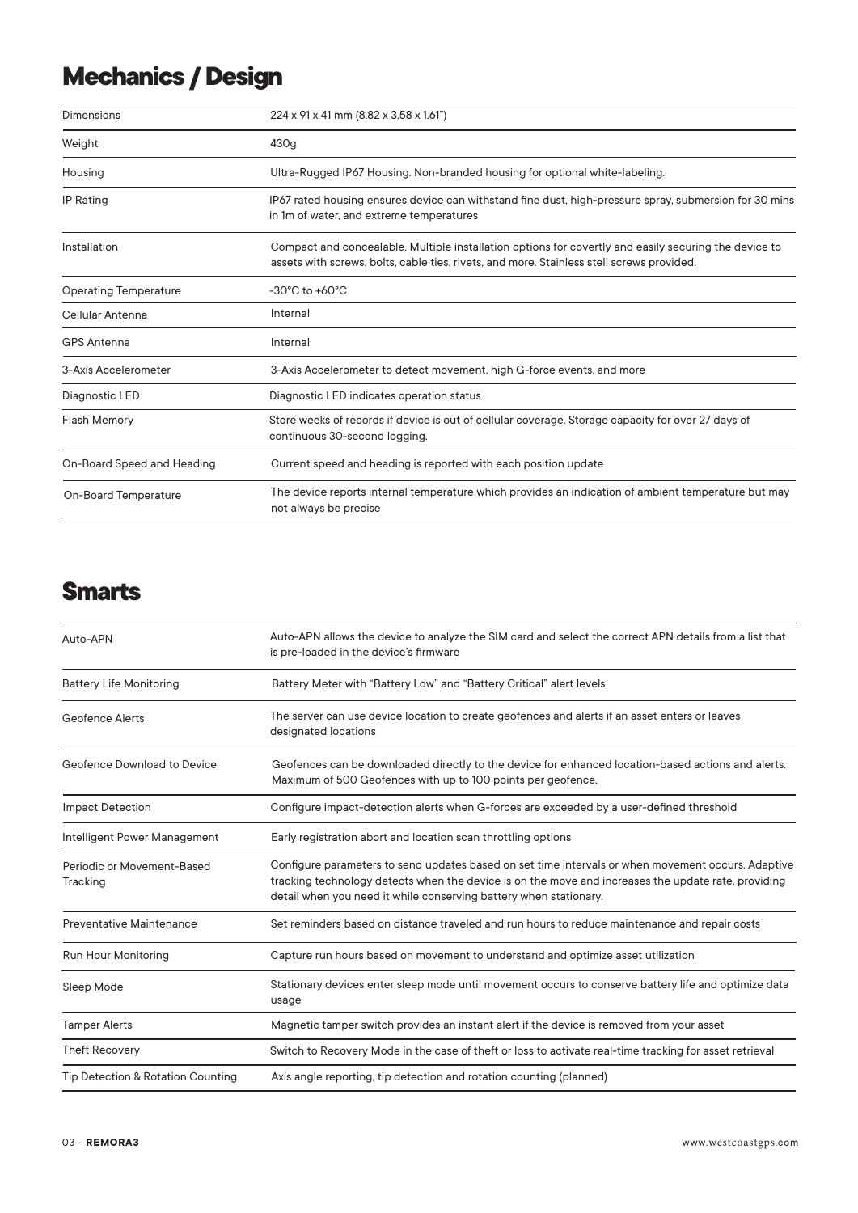## Mechanics / Design

| | |
|---|---|
| Dimensions | 224 x 91 x 41 mm (8.82 x 3.58 x 1.61") |
| Weight | 430g |
| Housing | Ultra-Rugged IP67 Housing. Non-branded housing for optional white-labeling. |
| IP Rating | IP67 rated housing ensures device can withstand fine dust, high-pressure spray, submersion for 30 mins in 1m of water, and extreme temperatures |
| Installation | Compact and concealable. Multiple installation options for covertly and easily securing the device to assets with screws, bolts, cable ties, rivets, and more. Stainless stell screws provided. |
| Operating Temperature | -30°C to +60°C |
| Cellular Antenna | Internal |
| GPS Antenna | Internal |
| 3-Axis Accelerometer | 3-Axis Accelerometer to detect movement, high G-force events, and more |
| Diagnostic LED | Diagnostic LED indicates operation status |
| Flash Memory | Store weeks of records if device is out of cellular coverage. Storage capacity for over 27 days of continuous 30-second logging. |
| On-Board Speed and Heading | Current speed and heading is reported with each position update |
| On-Board Temperature | The device reports internal temperature which provides an indication of ambient temperature but may not always be precise |

## Smarts

| | |
|---|---|
| Auto-APN | Auto-APN allows the device to analyze the SIM card and select the correct APN details from a list that is pre-loaded in the device's firmware |
| Battery Life Monitoring | Battery Meter with "Battery Low" and "Battery Critical" alert levels |
| Geofence Alerts | The server can use device location to create geofences and alerts if an asset enters or leaves designated locations |
| Geofence Download to Device | Geofences can be downloaded directly to the device for enhanced location-based actions and alerts. Maximum of 500 Geofences with up to 100 points per geofence. |
| Impact Detection | Configure impact-detection alerts when G-forces are exceeded by a user-defined threshold |
| Intelligent Power Management | Early registration abort and location scan throttling options |
| Periodic or Movement-Based Tracking | Configure parameters to send updates based on set time intervals or when movement occurs. Adaptive tracking technology detects when the device is on the move and increases the update rate, providing detail when you need it while conserving battery when stationary. |
| Preventative Maintenance | Set reminders based on distance traveled and run hours to reduce maintenance and repair costs |
| Run Hour Monitoring | Capture run hours based on movement to understand and optimize asset utilization |
| Sleep Mode | Stationary devices enter sleep mode until movement occurs to conserve battery life and optimize data usage |
| Tamper Alerts | Magnetic tamper switch provides an instant alert if the device is removed from your asset |
| Theft Recovery | Switch to Recovery Mode in the case of theft or loss to activate real-time tracking for asset retrieval |
| Tip Detection & Rotation Counting | Axis angle reporting, tip detection and rotation counting (planned) |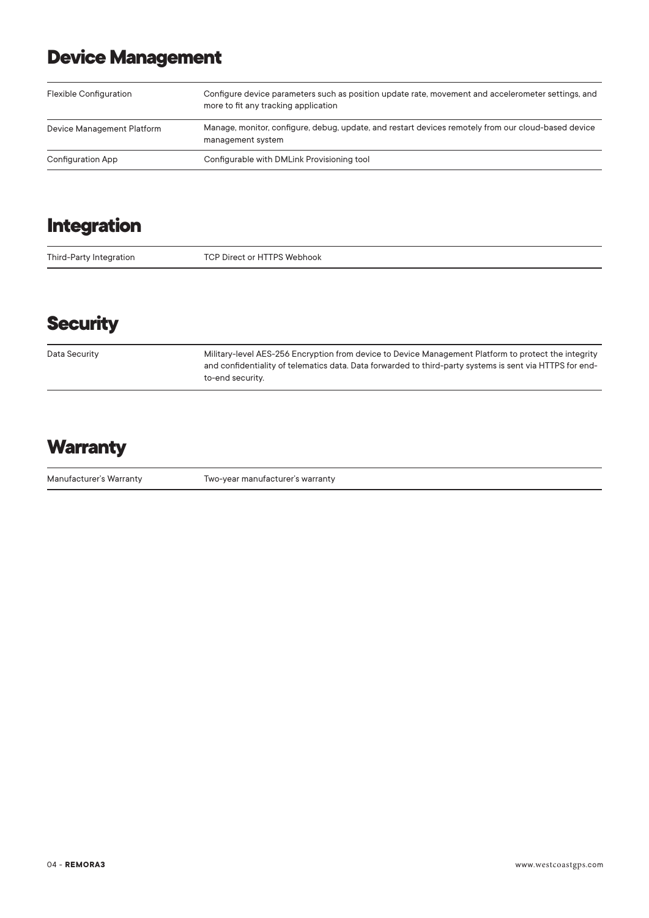## Device Management

| | |
|---|---|
| Flexible Configuration | Configure device parameters such as position update rate, movement and accelerometer settings, and more to fit any tracking application |
| Device Management Platform | Manage, monitor, configure, debug, update, and restart devices remotely from our cloud-based device management system |
| Configuration App | Configurable with DMLink Provisioning tool |

## Integration

| | |
|---|---|
| Third-Party Integration | TCP Direct or HTTPS Webhook |

## Security

| | |
|---|---|
| Data Security | Military-level AES-256 Encryption from device to Device Management Platform to protect the integrity and confidentiality of telematics data. Data forwarded to third-party systems is sent via HTTPS for end-to-end security. |

## Warranty

| | |
|---|---|
| Manufacturer's Warranty | Two-year manufacturer's warranty |